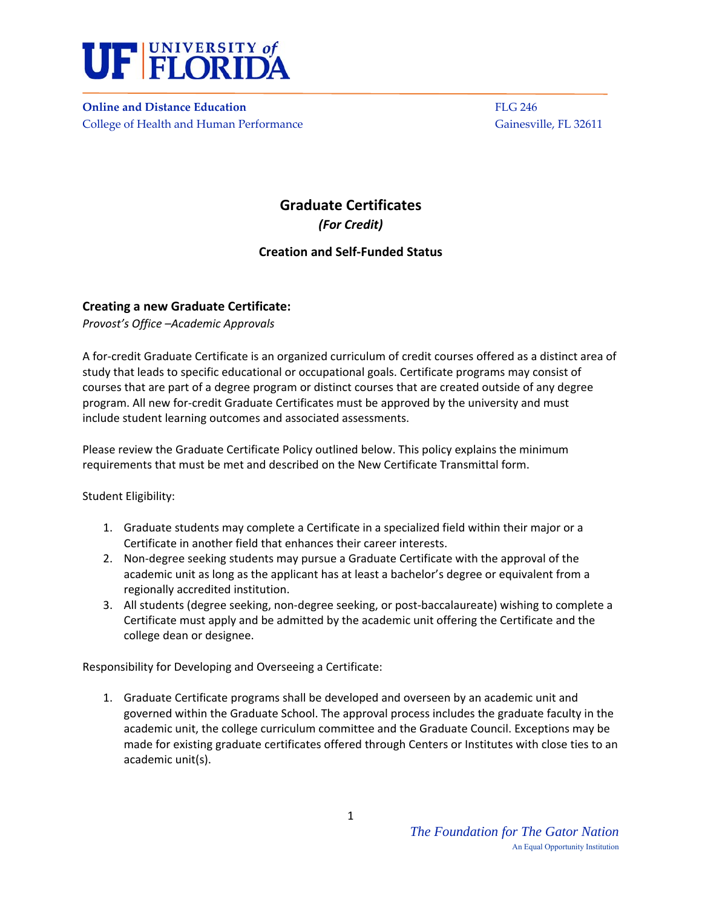**UF | UNIVERSITY of FLORIDA**

**Online and Distance Education**
College of Health and Human Performance

FLG 246
Gainesville, FL 32611

# Graduate Certificates

***(For Credit)***

**Creation and Self-Funded Status**

## Creating a new Graduate Certificate:

*Provost's Office –Academic Approvals*

A for-credit Graduate Certificate is an organized curriculum of credit courses offered as a distinct area of study that leads to specific educational or occupational goals. Certificate programs may consist of courses that are part of a degree program or distinct courses that are created outside of any degree program. All new for-credit Graduate Certificates must be approved by the university and must include student learning outcomes and associated assessments.

Please review the Graduate Certificate Policy outlined below. This policy explains the minimum requirements that must be met and described on the New Certificate Transmittal form.

Student Eligibility:

1. Graduate students may complete a Certificate in a specialized field within their major or a Certificate in another field that enhances their career interests.
2. Non-degree seeking students may pursue a Graduate Certificate with the approval of the academic unit as long as the applicant has at least a bachelor's degree or equivalent from a regionally accredited institution.
3. All students (degree seeking, non-degree seeking, or post-baccalaureate) wishing to complete a Certificate must apply and be admitted by the academic unit offering the Certificate and the college dean or designee.

Responsibility for Developing and Overseeing a Certificate:

1. Graduate Certificate programs shall be developed and overseen by an academic unit and governed within the Graduate School. The approval process includes the graduate faculty in the academic unit, the college curriculum committee and the Graduate Council. Exceptions may be made for existing graduate certificates offered through Centers or Institutes with close ties to an academic unit(s).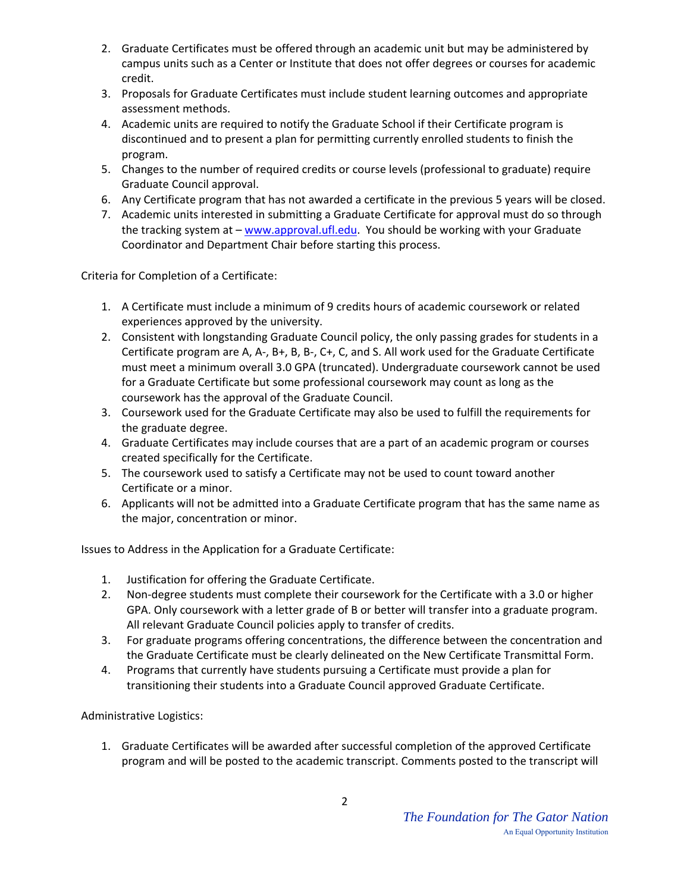2. Graduate Certificates must be offered through an academic unit but may be administered by campus units such as a Center or Institute that does not offer degrees or courses for academic credit.
3. Proposals for Graduate Certificates must include student learning outcomes and appropriate assessment methods.
4. Academic units are required to notify the Graduate School if their Certificate program is discontinued and to present a plan for permitting currently enrolled students to finish the program.
5. Changes to the number of required credits or course levels (professional to graduate) require Graduate Council approval.
6. Any Certificate program that has not awarded a certificate in the previous 5 years will be closed.
7. Academic units interested in submitting a Graduate Certificate for approval must do so through the tracking system at – [www.approval.ufl.edu](http://www.approval.ufl.edu). You should be working with your Graduate Coordinator and Department Chair before starting this process.

Criteria for Completion of a Certificate:

1. A Certificate must include a minimum of 9 credits hours of academic coursework or related experiences approved by the university.
2. Consistent with longstanding Graduate Council policy, the only passing grades for students in a Certificate program are A, A-, B+, B, B-, C+, C, and S. All work used for the Graduate Certificate must meet a minimum overall 3.0 GPA (truncated). Undergraduate coursework cannot be used for a Graduate Certificate but some professional coursework may count as long as the coursework has the approval of the Graduate Council.
3. Coursework used for the Graduate Certificate may also be used to fulfill the requirements for the graduate degree.
4. Graduate Certificates may include courses that are a part of an academic program or courses created specifically for the Certificate.
5. The coursework used to satisfy a Certificate may not be used to count toward another Certificate or a minor.
6. Applicants will not be admitted into a Graduate Certificate program that has the same name as the major, concentration or minor.

Issues to Address in the Application for a Graduate Certificate:

1. Justification for offering the Graduate Certificate.
2. Non-degree students must complete their coursework for the Certificate with a 3.0 or higher GPA. Only coursework with a letter grade of B or better will transfer into a graduate program. All relevant Graduate Council policies apply to transfer of credits.
3. For graduate programs offering concentrations, the difference between the concentration and the Graduate Certificate must be clearly delineated on the New Certificate Transmittal Form.
4. Programs that currently have students pursuing a Certificate must provide a plan for transitioning their students into a Graduate Council approved Graduate Certificate.

Administrative Logistics:

1. Graduate Certificates will be awarded after successful completion of the approved Certificate program and will be posted to the academic transcript. Comments posted to the transcript will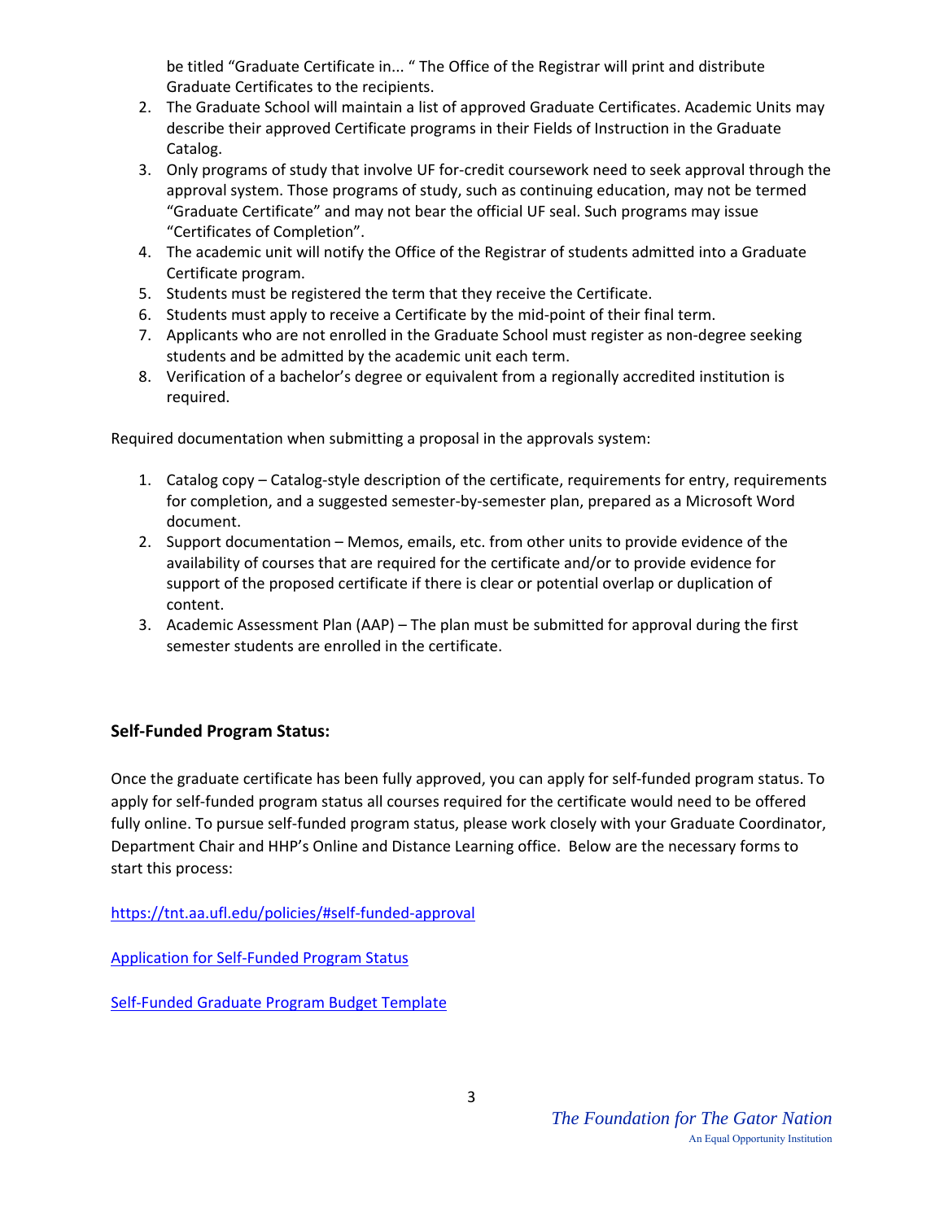be titled "Graduate Certificate in... " The Office of the Registrar will print and distribute Graduate Certificates to the recipients.

2. The Graduate School will maintain a list of approved Graduate Certificates. Academic Units may describe their approved Certificate programs in their Fields of Instruction in the Graduate Catalog.
3. Only programs of study that involve UF for-credit coursework need to seek approval through the approval system. Those programs of study, such as continuing education, may not be termed "Graduate Certificate" and may not bear the official UF seal. Such programs may issue "Certificates of Completion".
4. The academic unit will notify the Office of the Registrar of students admitted into a Graduate Certificate program.
5. Students must be registered the term that they receive the Certificate.
6. Students must apply to receive a Certificate by the mid-point of their final term.
7. Applicants who are not enrolled in the Graduate School must register as non-degree seeking students and be admitted by the academic unit each term.
8. Verification of a bachelor's degree or equivalent from a regionally accredited institution is required.

Required documentation when submitting a proposal in the approvals system:

1. Catalog copy – Catalog-style description of the certificate, requirements for entry, requirements for completion, and a suggested semester-by-semester plan, prepared as a Microsoft Word document.
2. Support documentation – Memos, emails, etc. from other units to provide evidence of the availability of courses that are required for the certificate and/or to provide evidence for support of the proposed certificate if there is clear or potential overlap or duplication of content.
3. Academic Assessment Plan (AAP) – The plan must be submitted for approval during the first semester students are enrolled in the certificate.

## Self-Funded Program Status:

Once the graduate certificate has been fully approved, you can apply for self-funded program status. To apply for self-funded program status all courses required for the certificate would need to be offered fully online. To pursue self-funded program status, please work closely with your Graduate Coordinator, Department Chair and HHP's Online and Distance Learning office. Below are the necessary forms to start this process:

https://tnt.aa.ufl.edu/policies/#self-funded-approval

Application for Self-Funded Program Status

Self-Funded Graduate Program Budget Template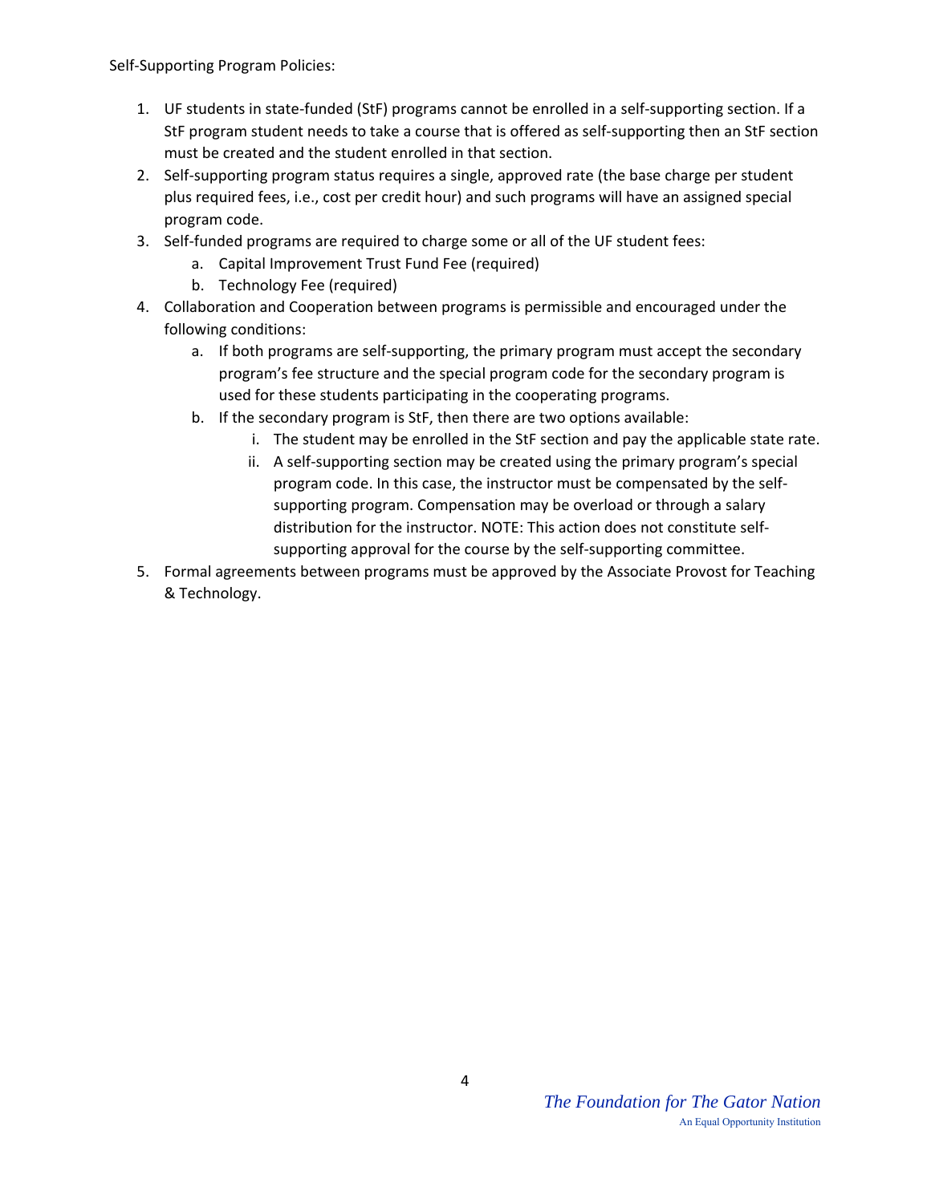Self-Supporting Program Policies:

1. UF students in state-funded (StF) programs cannot be enrolled in a self-supporting section. If a StF program student needs to take a course that is offered as self-supporting then an StF section must be created and the student enrolled in that section.
2. Self-supporting program status requires a single, approved rate (the base charge per student plus required fees, i.e., cost per credit hour) and such programs will have an assigned special program code.
3. Self-funded programs are required to charge some or all of the UF student fees:
    a. Capital Improvement Trust Fund Fee (required)
    b. Technology Fee (required)
4. Collaboration and Cooperation between programs is permissible and encouraged under the following conditions:
    a. If both programs are self-supporting, the primary program must accept the secondary program's fee structure and the special program code for the secondary program is used for these students participating in the cooperating programs.
    b. If the secondary program is StF, then there are two options available:
        i. The student may be enrolled in the StF section and pay the applicable state rate.
        ii. A self-supporting section may be created using the primary program's special program code. In this case, the instructor must be compensated by the self-supporting program. Compensation may be overload or through a salary distribution for the instructor. NOTE: This action does not constitute self-supporting approval for the course by the self-supporting committee.
5. Formal agreements between programs must be approved by the Associate Provost for Teaching & Technology.